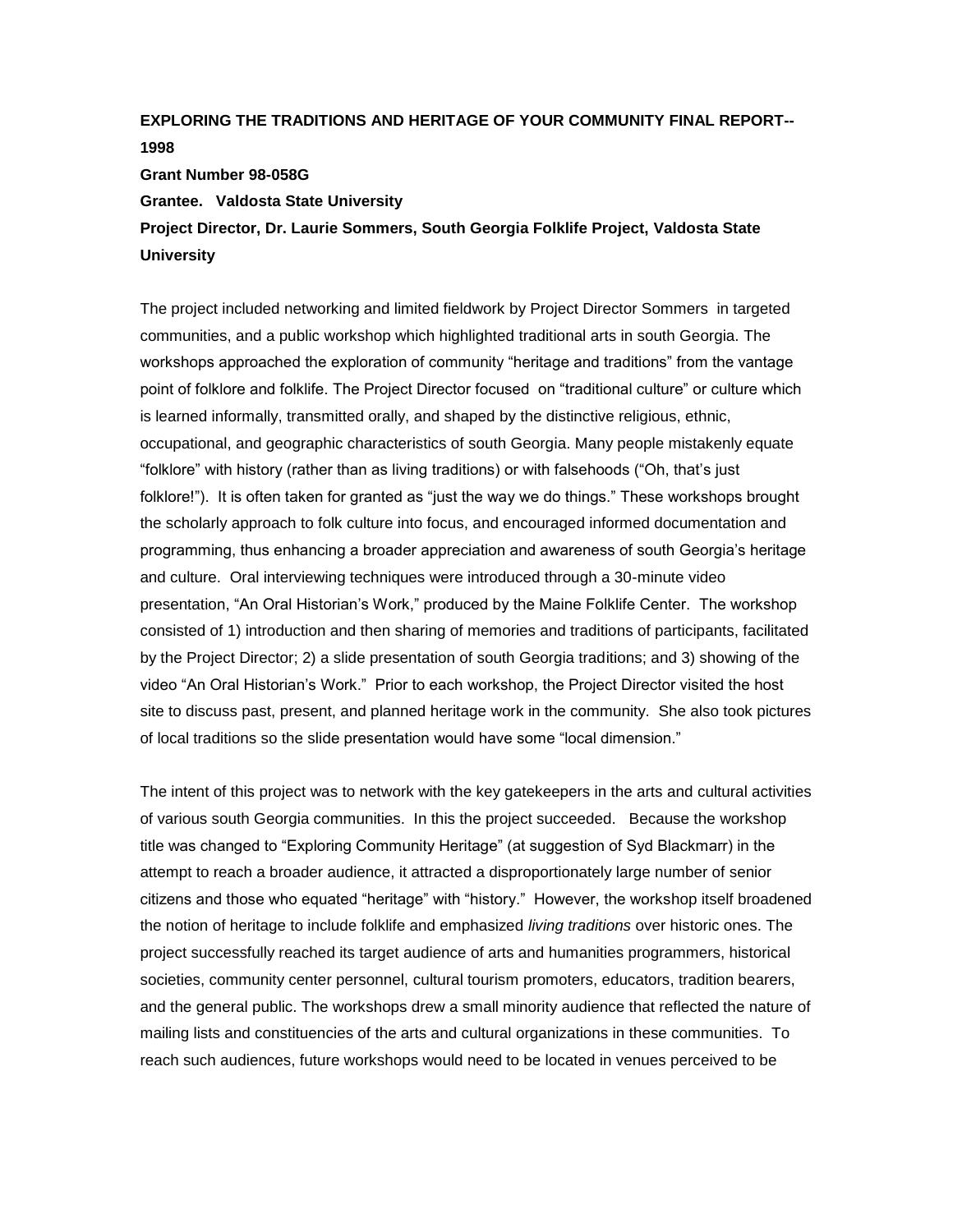**EXPLORING THE TRADITIONS AND HERITAGE OF YOUR COMMUNITY FINAL REPORT--1998**

**Grant Number 98-058G**

**Grantee. Valdosta State University**

**Project Director, Dr. Laurie Sommers, South Georgia Folklife Project, Valdosta State University**

The project included networking and limited fieldwork by Project Director Sommers in targeted communities, and a public workshop which highlighted traditional arts in south Georgia. The workshops approached the exploration of community "heritage and traditions" from the vantage point of folklore and folklife. The Project Director focused on "traditional culture" or culture which is learned informally, transmitted orally, and shaped by the distinctive religious, ethnic, occupational, and geographic characteristics of south Georgia. Many people mistakenly equate "folklore" with history (rather than as living traditions) or with falsehoods ("Oh, that's just folklore!"). It is often taken for granted as "just the way we do things." These workshops brought the scholarly approach to folk culture into focus, and encouraged informed documentation and programming, thus enhancing a broader appreciation and awareness of south Georgia's heritage and culture. Oral interviewing techniques were introduced through a 30-minute video presentation, "An Oral Historian's Work," produced by the Maine Folklife Center. The workshop consisted of 1) introduction and then sharing of memories and traditions of participants, facilitated by the Project Director; 2) a slide presentation of south Georgia traditions; and 3) showing of the video "An Oral Historian's Work." Prior to each workshop, the Project Director visited the host site to discuss past, present, and planned heritage work in the community. She also took pictures of local traditions so the slide presentation would have some "local dimension."

The intent of this project was to network with the key gatekeepers in the arts and cultural activities of various south Georgia communities. In this the project succeeded. Because the workshop title was changed to "Exploring Community Heritage" (at suggestion of Syd Blackmarr) in the attempt to reach a broader audience, it attracted a disproportionately large number of senior citizens and those who equated "heritage" with "history." However, the workshop itself broadened the notion of heritage to include folklife and emphasized *living traditions* over historic ones. The project successfully reached its target audience of arts and humanities programmers, historical societies, community center personnel, cultural tourism promoters, educators, tradition bearers, and the general public. The workshops drew a small minority audience that reflected the nature of mailing lists and constituencies of the arts and cultural organizations in these communities. To reach such audiences, future workshops would need to be located in venues perceived to be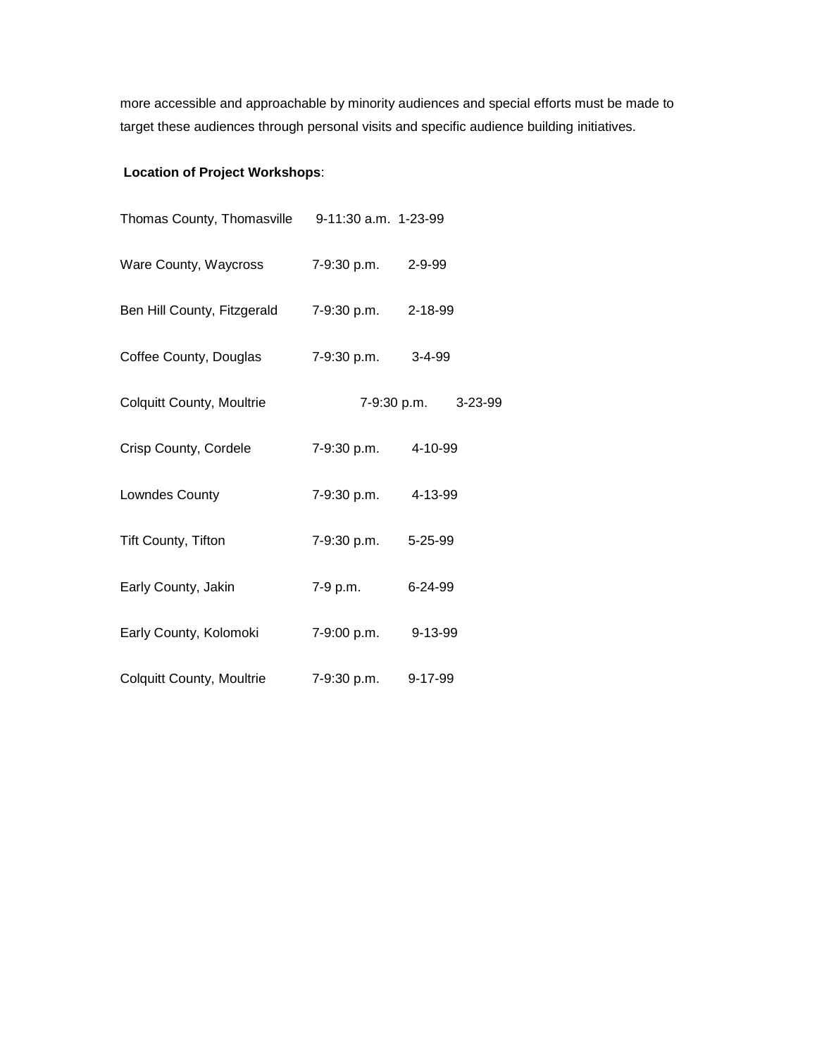more accessible and approachable by minority audiences and special efforts must be made to target these audiences through personal visits and specific audience building initiatives.

**Location of Project Workshops**:

| | | |
|---|---|---|
| Thomas County, Thomasville | 9-11:30 a.m. | 1-23-99 |
| Ware County, Waycross | 7-9:30 p.m. | 2-9-99 |
| Ben Hill County, Fitzgerald | 7-9:30 p.m. | 2-18-99 |
| Coffee County, Douglas | 7-9:30 p.m. | 3-4-99 |
| Colquitt County, Moultrie | 7-9:30 p.m. | 3-23-99 |
| Crisp County, Cordele | 7-9:30 p.m. | 4-10-99 |
| Lowndes County | 7-9:30 p.m. | 4-13-99 |
| Tift County, Tifton | 7-9:30 p.m. | 5-25-99 |
| Early County, Jakin | 7-9 p.m. | 6-24-99 |
| Early County, Kolomoki | 7-9:00 p.m. | 9-13-99 |
| Colquitt County, Moultrie | 7-9:30 p.m. | 9-17-99 |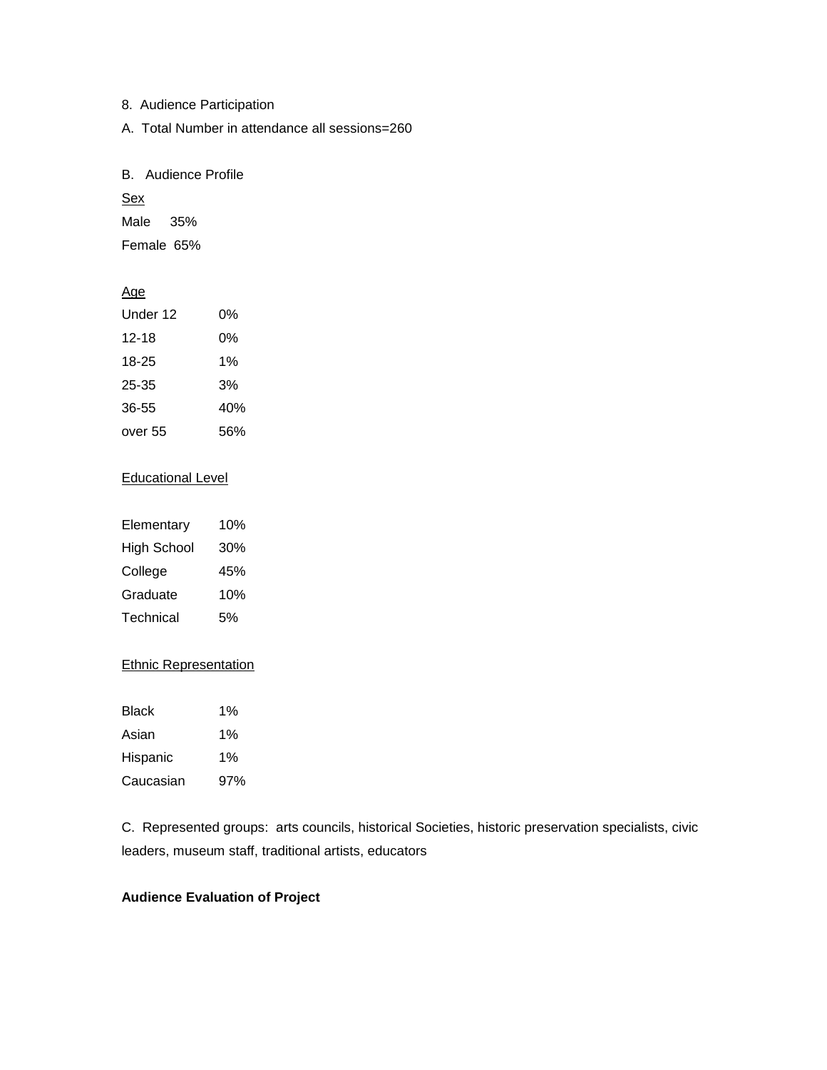8. Audience Participation

A. Total Number in attendance all sessions=260

B. Audience Profile

<u>Sex</u>

| | |
|---|---|
| Male | 35% |
| Female | 65% |

<u>Age</u>

| | |
|---|---|
| Under 12 | 0% |
| 12-18 | 0% |
| 18-25 | 1% |
| 25-35 | 3% |
| 36-55 | 40% |
| over 55 | 56% |

<u>Educational Level</u>

| | |
|---|---|
| Elementary | 10% |
| High School | 30% |
| College | 45% |
| Graduate | 10% |
| Technical | 5% |

<u>Ethnic Representation</u>

| | |
|---|---|
| Black | 1% |
| Asian | 1% |
| Hispanic | 1% |
| Caucasian | 97% |

C. Represented groups: arts councils, historical Societies, historic preservation specialists, civic leaders, museum staff, traditional artists, educators

**Audience Evaluation of Project**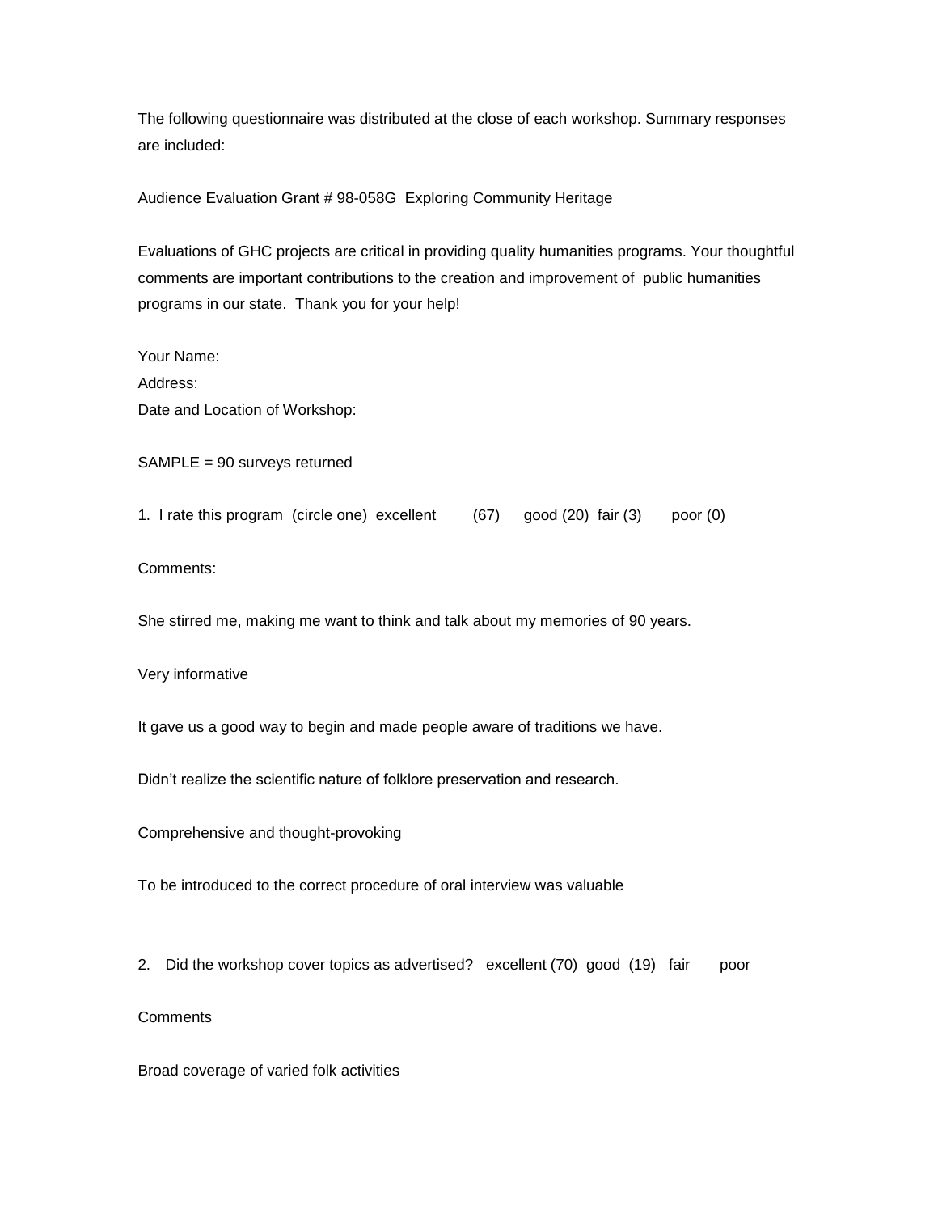The following questionnaire was distributed at the close of each workshop. Summary responses are included:

Audience Evaluation Grant # 98-058G Exploring Community Heritage

Evaluations of GHC projects are critical in providing quality humanities programs. Your thoughtful comments are important contributions to the creation and improvement of public humanities programs in our state. Thank you for your help!

Your Name:
Address:
Date and Location of Workshop:

SAMPLE = 90 surveys returned

1. I rate this program (circle one) excellent (67) good (20) fair (3) poor (0)

Comments:

She stirred me, making me want to think and talk about my memories of 90 years.

Very informative

It gave us a good way to begin and made people aware of traditions we have.

Didn't realize the scientific nature of folklore preservation and research.

Comprehensive and thought-provoking

To be introduced to the correct procedure of oral interview was valuable

2. Did the workshop cover topics as advertised? excellent (70) good (19) fair poor

Comments

Broad coverage of varied folk activities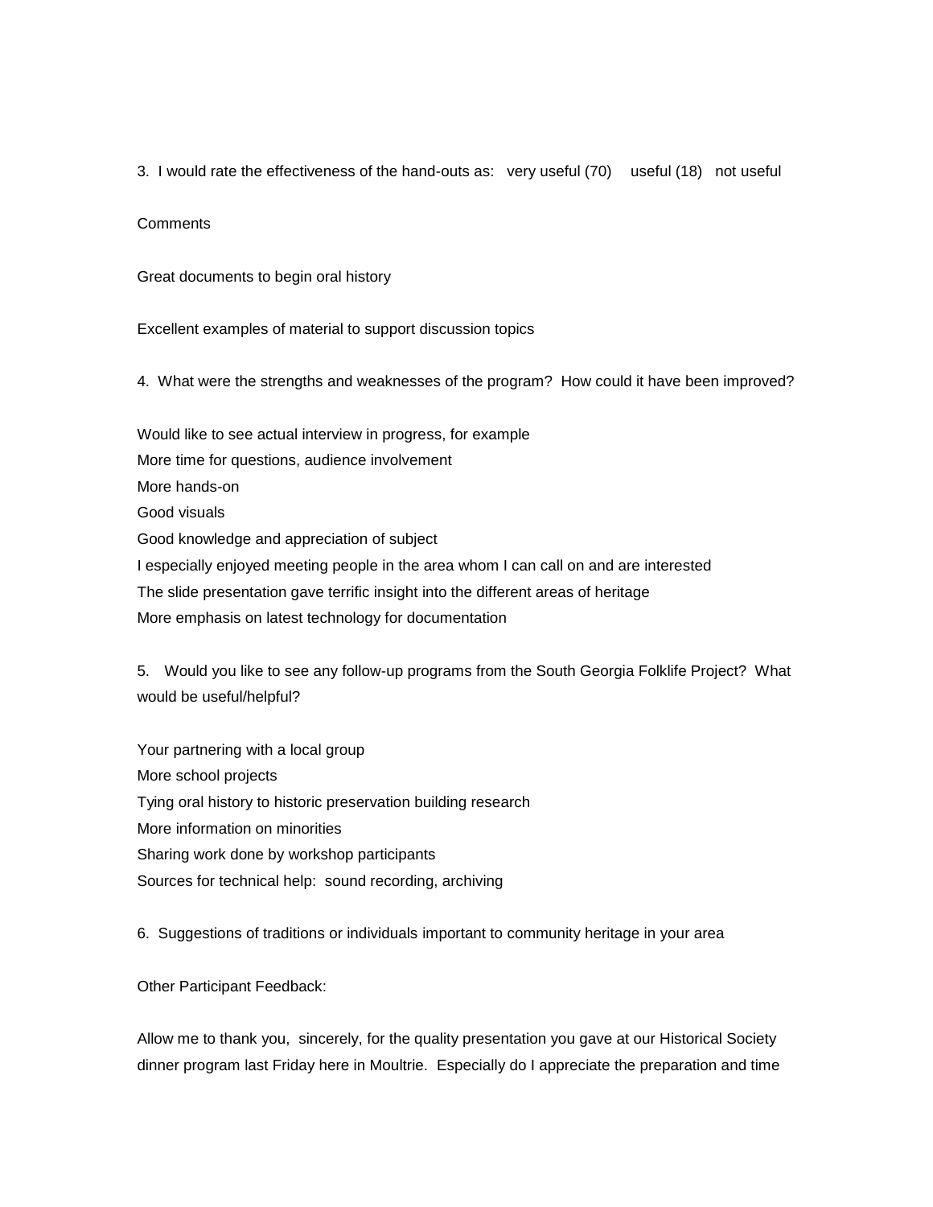3. I would rate the effectiveness of the hand-outs as: very useful (70) useful (18) not useful

Comments

Great documents to begin oral history

Excellent examples of material to support discussion topics

4. What were the strengths and weaknesses of the program? How could it have been improved?

Would like to see actual interview in progress, for example
More time for questions, audience involvement
More hands-on
Good visuals
Good knowledge and appreciation of subject
I especially enjoyed meeting people in the area whom I can call on and are interested
The slide presentation gave terrific insight into the different areas of heritage
More emphasis on latest technology for documentation

5. Would you like to see any follow-up programs from the South Georgia Folklife Project? What would be useful/helpful?

Your partnering with a local group
More school projects
Tying oral history to historic preservation building research
More information on minorities
Sharing work done by workshop participants
Sources for technical help: sound recording, archiving

6. Suggestions of traditions or individuals important to community heritage in your area

Other Participant Feedback:

Allow me to thank you, sincerely, for the quality presentation you gave at our Historical Society dinner program last Friday here in Moultrie. Especially do I appreciate the preparation and time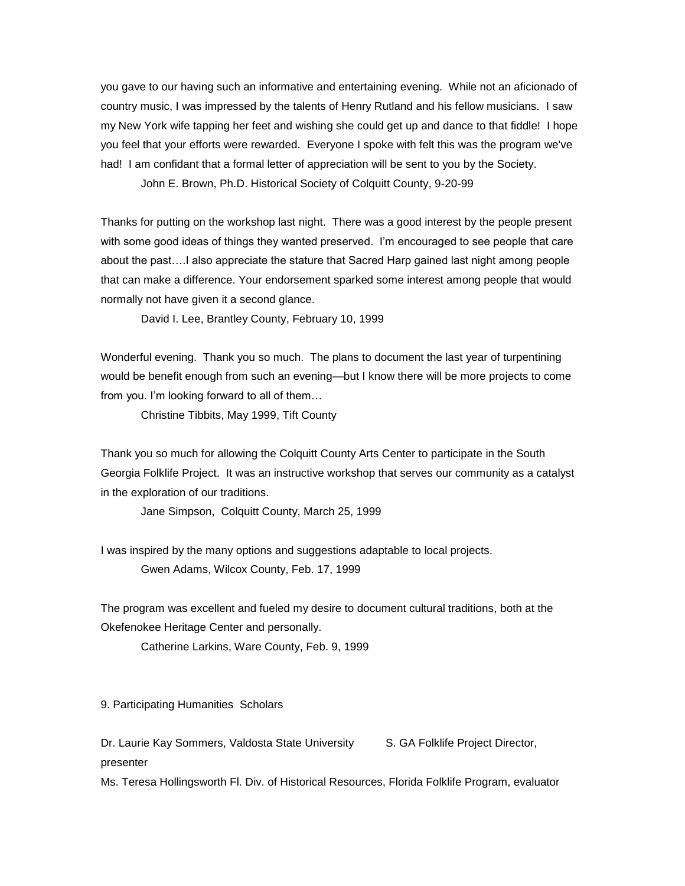you gave to our having such an informative and entertaining evening. While not an aficionado of country music, I was impressed by the talents of Henry Rutland and his fellow musicians. I saw my New York wife tapping her feet and wishing she could get up and dance to that fiddle! I hope you feel that your efforts were rewarded. Everyone I spoke with felt this was the program we've had! I am confidant that a formal letter of appreciation will be sent to you by the Society.

John E. Brown, Ph.D. Historical Society of Colquitt County, 9-20-99

Thanks for putting on the workshop last night. There was a good interest by the people present with some good ideas of things they wanted preserved. I'm encouraged to see people that care about the past….I also appreciate the stature that Sacred Harp gained last night among people that can make a difference. Your endorsement sparked some interest among people that would normally not have given it a second glance.

David I. Lee, Brantley County, February 10, 1999

Wonderful evening. Thank you so much. The plans to document the last year of turpentining would be benefit enough from such an evening—but I know there will be more projects to come from you. I'm looking forward to all of them…

Christine Tibbits, May 1999, Tift County

Thank you so much for allowing the Colquitt County Arts Center to participate in the South Georgia Folklife Project. It was an instructive workshop that serves our community as a catalyst in the exploration of our traditions.

Jane Simpson, Colquitt County, March 25, 1999

I was inspired by the many options and suggestions adaptable to local projects.

Gwen Adams, Wilcox County, Feb. 17, 1999

The program was excellent and fueled my desire to document cultural traditions, both at the Okefenokee Heritage Center and personally.

Catherine Larkins, Ware County, Feb. 9, 1999

9. Participating Humanities Scholars

Dr. Laurie Kay Sommers, Valdosta State University S. GA Folklife Project Director, presenter

Ms. Teresa Hollingsworth Fl. Div. of Historical Resources, Florida Folklife Program, evaluator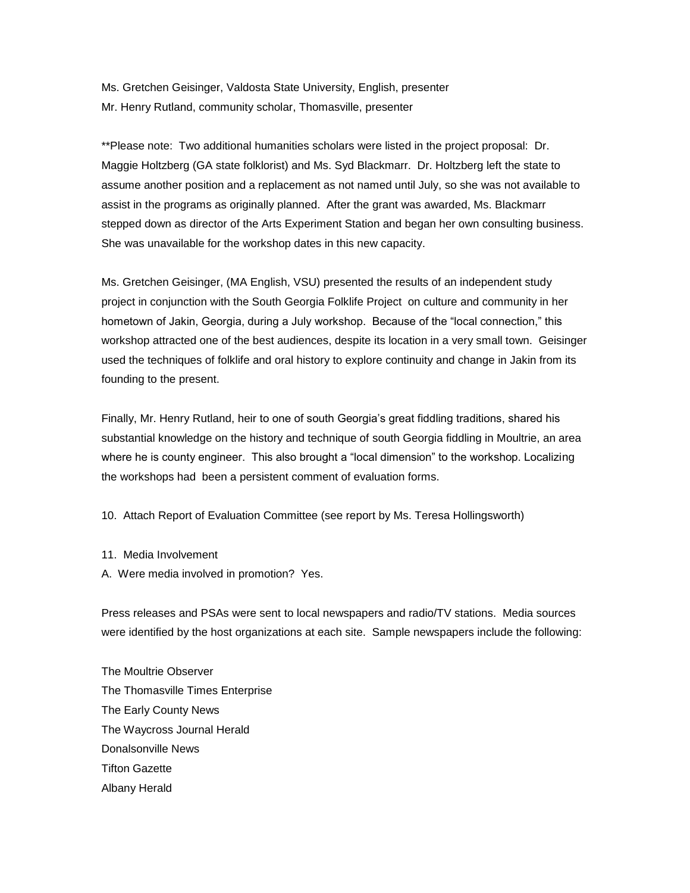Ms. Gretchen Geisinger, Valdosta State University, English, presenter
Mr. Henry Rutland, community scholar, Thomasville, presenter

**Please note: Two additional humanities scholars were listed in the project proposal: Dr. Maggie Holtzberg (GA state folklorist) and Ms. Syd Blackmarr. Dr. Holtzberg left the state to assume another position and a replacement as not named until July, so she was not available to assist in the programs as originally planned. After the grant was awarded, Ms. Blackmarr stepped down as director of the Arts Experiment Station and began her own consulting business. She was unavailable for the workshop dates in this new capacity.

Ms. Gretchen Geisinger, (MA English, VSU) presented the results of an independent study project in conjunction with the South Georgia Folklife Project on culture and community in her hometown of Jakin, Georgia, during a July workshop. Because of the "local connection," this workshop attracted one of the best audiences, despite its location in a very small town. Geisinger used the techniques of folklife and oral history to explore continuity and change in Jakin from its founding to the present.

Finally, Mr. Henry Rutland, heir to one of south Georgia's great fiddling traditions, shared his substantial knowledge on the history and technique of south Georgia fiddling in Moultrie, an area where he is county engineer. This also brought a "local dimension" to the workshop. Localizing the workshops had been a persistent comment of evaluation forms.

10. Attach Report of Evaluation Committee (see report by Ms. Teresa Hollingsworth)

11. Media Involvement

A. Were media involved in promotion? Yes.

Press releases and PSAs were sent to local newspapers and radio/TV stations. Media sources were identified by the host organizations at each site. Sample newspapers include the following:

The Moultrie Observer
The Thomasville Times Enterprise
The Early County News
The Waycross Journal Herald
Donalsonville News
Tifton Gazette
Albany Herald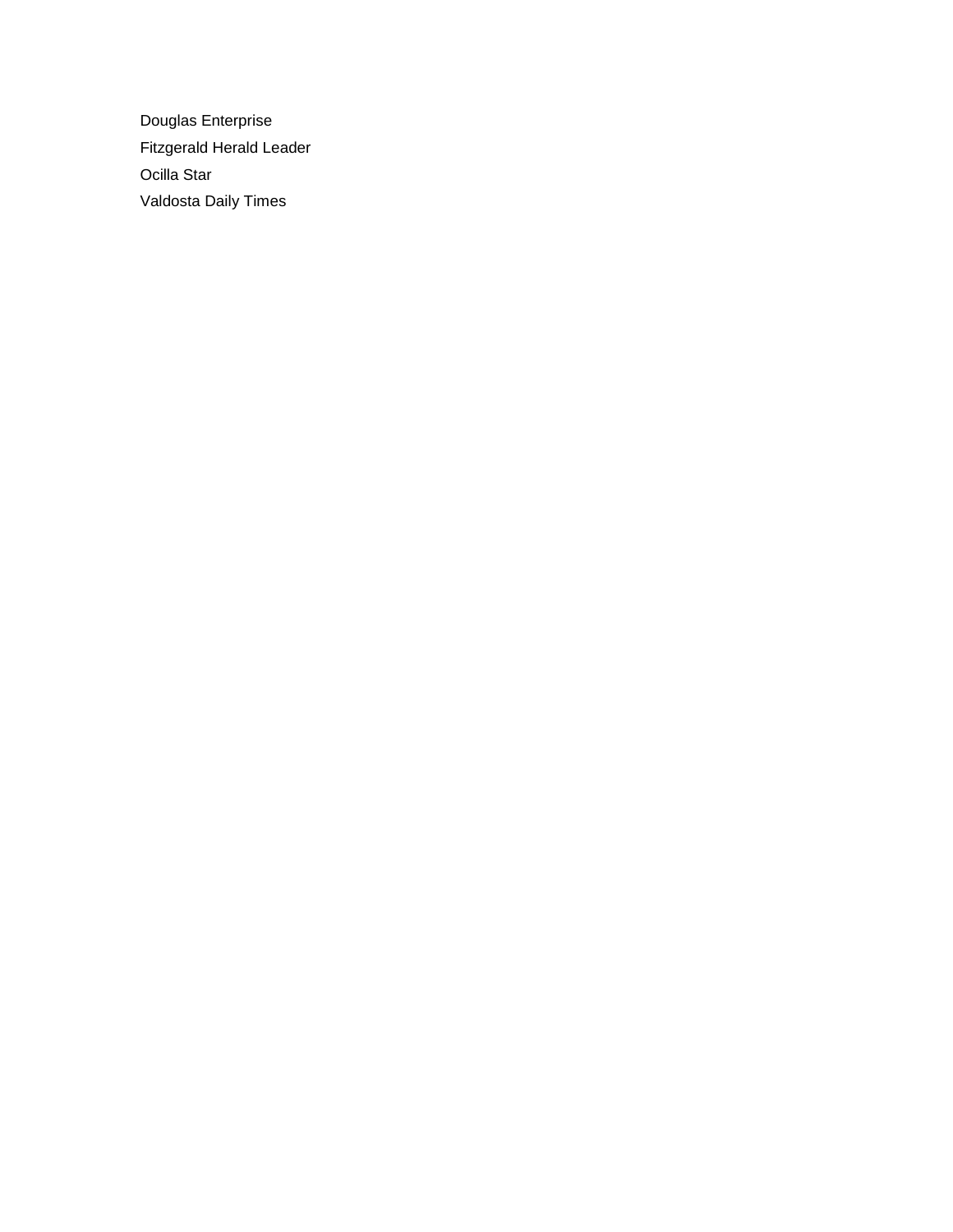Douglas Enterprise

Fitzgerald Herald Leader

Ocilla Star

Valdosta Daily Times